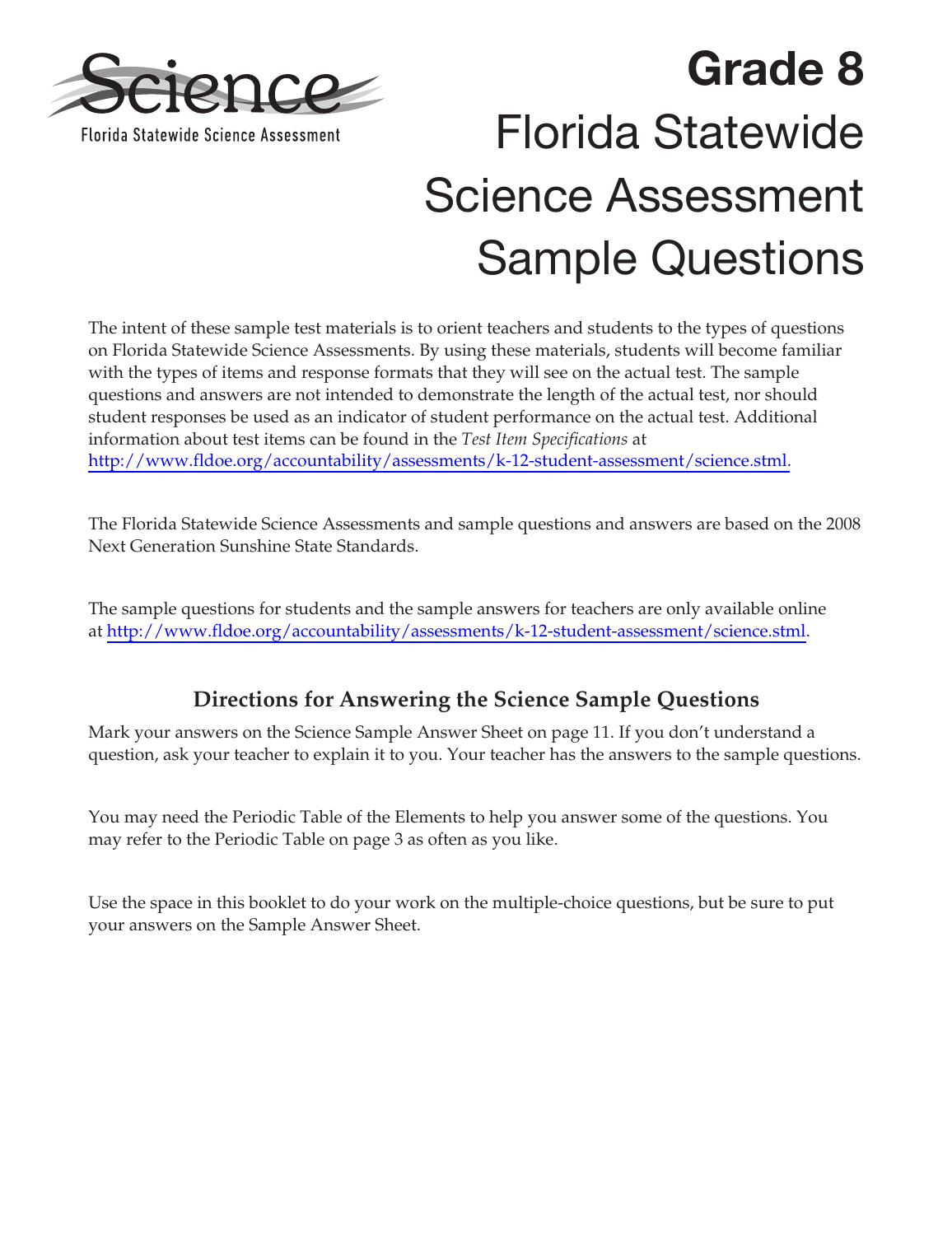Science

Florida Statewide Science Assessment

# Grade 8
# Florida Statewide Science Assessment Sample Questions

The intent of these sample test materials is to orient teachers and students to the types of questions on Florida Statewide Science Assessments. By using these materials, students will become familiar with the types of items and response formats that they will see on the actual test. The sample questions and answers are not intended to demonstrate the length of the actual test, nor should student responses be used as an indicator of student performance on the actual test. Additional information about test items can be found in the *Test Item Specifications* at http://www.fldoe.org/accountability/assessments/k-12-student-assessment/science.stml.

The Florida Statewide Science Assessments and sample questions and answers are based on the 2008 Next Generation Sunshine State Standards.

The sample questions for students and the sample answers for teachers are only available online at http://www.fldoe.org/accountability/assessments/k-12-student-assessment/science.stml.

## Directions for Answering the Science Sample Questions

Mark your answers on the Science Sample Answer Sheet on page 11. If you don't understand a question, ask your teacher to explain it to you. Your teacher has the answers to the sample questions.

You may need the Periodic Table of the Elements to help you answer some of the questions. You may refer to the Periodic Table on page 3 as often as you like.

Use the space in this booklet to do your work on the multiple-choice questions, but be sure to put your answers on the Sample Answer Sheet.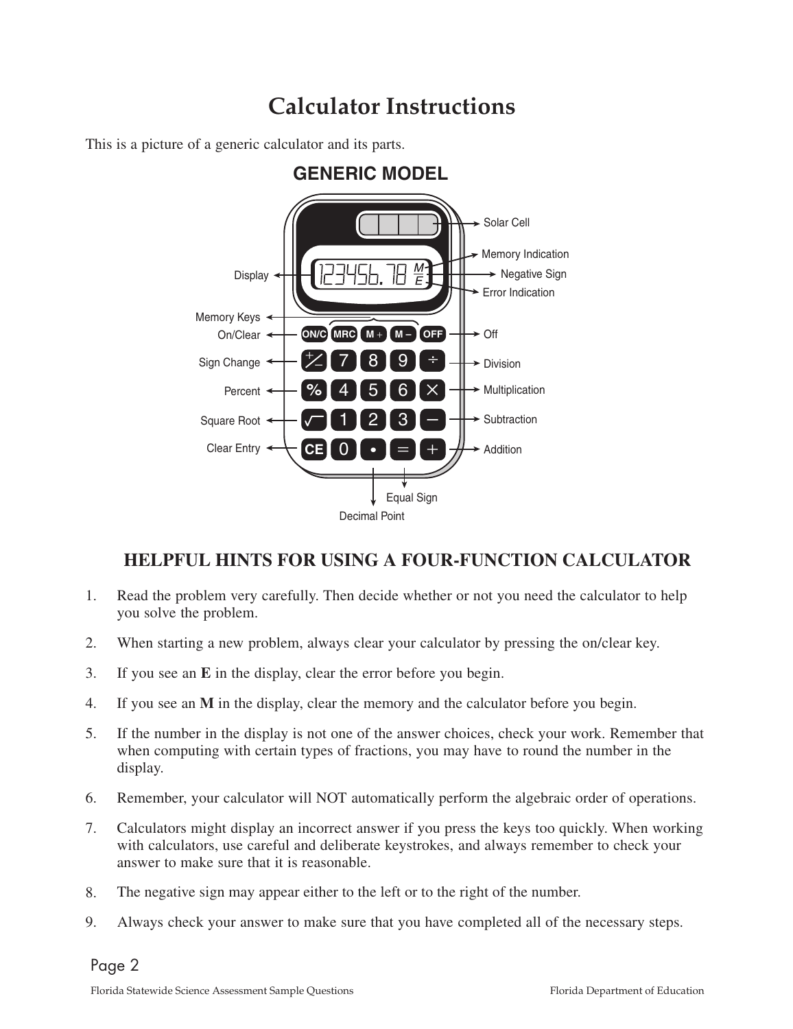# Calculator Instructions

This is a picture of a generic calculator and its parts.

GENERIC MODEL

Solar Cell

Memory Indication

Display

Negative Sign

Error Indication

Memory Keys

On/Clear

Off

Sign Change

Division

Percent

Multiplication

Square Root

Subtraction

Clear Entry

Addition

Equal Sign

Decimal Point

## HELPFUL HINTS FOR USING A FOUR-FUNCTION CALCULATOR

1. Read the problem very carefully. Then decide whether or not you need the calculator to help you solve the problem.
2. When starting a new problem, always clear your calculator by pressing the on/clear key.
3. If you see an **E** in the display, clear the error before you begin.
4. If you see an **M** in the display, clear the memory and the calculator before you begin.
5. If the number in the display is not one of the answer choices, check your work. Remember that when computing with certain types of fractions, you may have to round the number in the display.
6. Remember, your calculator will NOT automatically perform the algebraic order of operations.
7. Calculators might display an incorrect answer if you press the keys too quickly. When working with calculators, use careful and deliberate keystrokes, and always remember to check your answer to make sure that it is reasonable.
8. The negative sign may appear either to the left or to the right of the number.
9. Always check your answer to make sure that you have completed all of the necessary steps.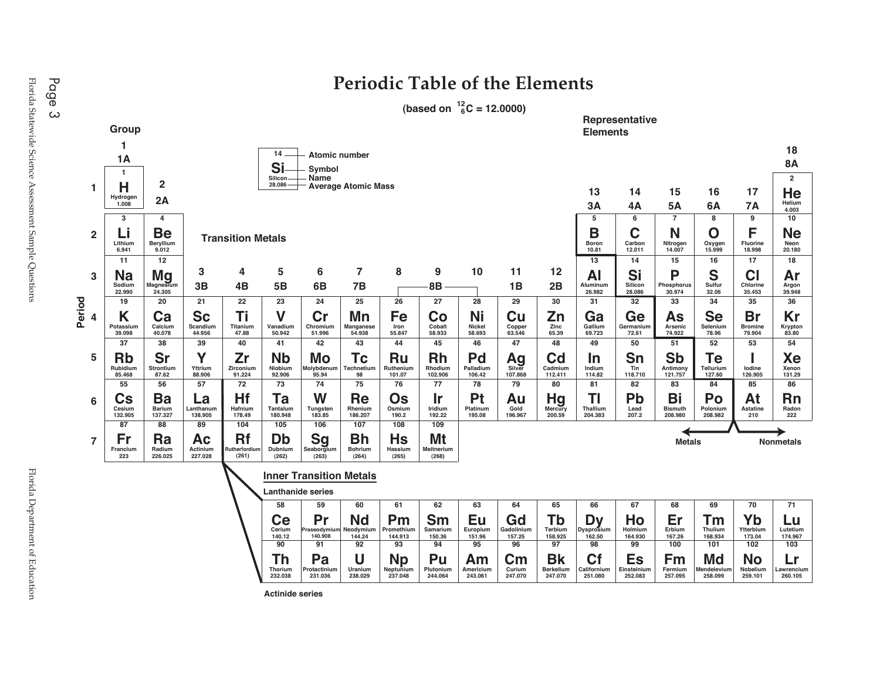# Periodic Table of the Elements

(based on $^{12}_{6}C$ = 12.0000)

**Key:**

| 14 | Atomic number |
|---|---|
| Si | Symbol |
| Silicon | Name |
| 28.086 | Average Atomic Mass |

Representative Elements

| Period | 1 1A | 2 2A | 3 3B | 4 4B | 5 5B | 6 6B | 7 7B | 8 8B | 9 8B | 10 8B | 11 1B | 12 2B | 13 3A | 14 4A | 15 5A | 16 6A | 17 7A | 18 8A |
|---|---|---|---|---|---|---|---|---|---|---|---|---|---|---|---|---|---|---|
| 1 | 1 H Hydrogen 1.008 | | | | | | | | | | | | | | | | | 2 He Helium 4.003 |
| 2 | 3 Li Lithium 6.941 | 4 Be Beryllium 9.012 | | | | | | | | | | | 5 B Boron 10.81 | 6 C Carbon 12.011 | 7 N Nitrogen 14.007 | 8 O Oxygen 15.999 | 9 F Fluorine 18.998 | 10 Ne Neon 20.180 |
| 3 | 11 Na Sodium 22.990 | 12 Mg Magnesium 24.305 | | | | | | | | | | | 13 Al Aluminum 26.982 | 14 Si Silicon 28.086 | 15 P Phosphorus 30.974 | 16 S Sulfur 32.06 | 17 Cl Chlorine 35.453 | 18 Ar Argon 39.948 |
| 4 | 19 K Potassium 39.098 | 20 Ca Calcium 40.078 | 21 Sc Scandium 44.956 | 22 Ti Titanium 47.88 | 23 V Vanadium 50.942 | 24 Cr Chromium 51.996 | 25 Mn Manganese 54.938 | 26 Fe Iron 55.847 | 27 Co Cobalt 58.933 | 28 Ni Nickel 58.693 | 29 Cu Copper 63.546 | 30 Zn Zinc 65.39 | 31 Ga Gallium 69.723 | 32 Ge Germanium 72.61 | 33 As Arsenic 74.922 | 34 Se Selenium 78.96 | 35 Br Bromine 79.904 | 36 Kr Krypton 83.80 |
| 5 | 37 Rb Rubidium 85.468 | 38 Sr Strontium 87.62 | 39 Y Yttrium 88.906 | 40 Zr Zirconium 91.224 | 41 Nb Niobium 92.906 | 42 Mo Molybdenum 95.94 | 43 Tc Technetium 98 | 44 Ru Ruthenium 101.07 | 45 Rh Rhodium 102.906 | 46 Pd Palladium 106.42 | 47 Ag Silver 107.868 | 48 Cd Cadmium 112.411 | 49 In Indium 114.82 | 50 Sn Tin 118.710 | 51 Sb Antimony 121.757 | 52 Te Tellurium 127.60 | 53 I Iodine 126.905 | 54 Xe Xenon 131.29 |
| 6 | 55 Cs Cesium 132.905 | 56 Ba Barium 137.327 | 57 La Lanthanum 138.905 | 72 Hf Hafnium 178.49 | 73 Ta Tantalum 180.948 | 74 W Tungsten 183.85 | 75 Re Rhenium 186.207 | 76 Os Osmium 190.2 | 77 Ir Iridium 192.22 | 78 Pt Platinum 195.08 | 79 Au Gold 196.967 | 80 Hg Mercury 200.59 | 81 Tl Thallium 204.383 | 82 Pb Lead 207.2 | 83 Bi Bismuth 208.980 | 84 Po Polonium 208.982 | 85 At Astatine 210 | 86 Rn Radon 222 |
| 7 | 87 Fr Francium 223 | 88 Ra Radium 226.025 | 89 Ac Actinium 227.028 | 104 Rf Rutherfordium (261) | 105 Db Dubnium (262) | 106 Sg Seaborgium (263) | 107 Bh Bohrium (264) | 108 Hs Hassium (265) | 109 Mt Meitnerium (268) | | | | | | | | | |

Transition Metals: Groups 3–12

Metals ← → Nonmetals

## Inner Transition Metals

| Series | | | | | | | | | | | | | | |
|---|---|---|---|---|---|---|---|---|---|---|---|---|---|---|
| Lanthanide series | 58 Ce Cerium 140.12 | 59 Pr Praseodymium 140.908 | 60 Nd Neodymium 144.24 | 61 Pm Promethium 144.913 | 62 Sm Samarium 150.36 | 63 Eu Europium 151.96 | 64 Gd Gadolinium 157.25 | 65 Tb Terbium 158.925 | 66 Dy Dysprosium 162.50 | 67 Ho Holmium 164.930 | 68 Er Erbium 167.26 | 69 Tm Thulium 168.934 | 70 Yb Ytterbium 173.04 | 71 Lu Lutetium 174.967 |
| Actinide series | 90 Th Thorium 232.038 | 91 Pa Protactinium 231.036 | 92 U Uranium 238.029 | 93 Np Neptunium 237.048 | 94 Pu Plutonium 244.064 | 95 Am Americium 243.061 | 96 Cm Curium 247.070 | 97 Bk Berkelium 247.070 | 98 Cf Californium 251.080 | 99 Es Einsteinium 252.083 | 100 Fm Fermium 257.095 | 101 Md Mendelevium 258.099 | 102 No Nobelium 259.101 | 103 Lr Lawrencium 260.105 |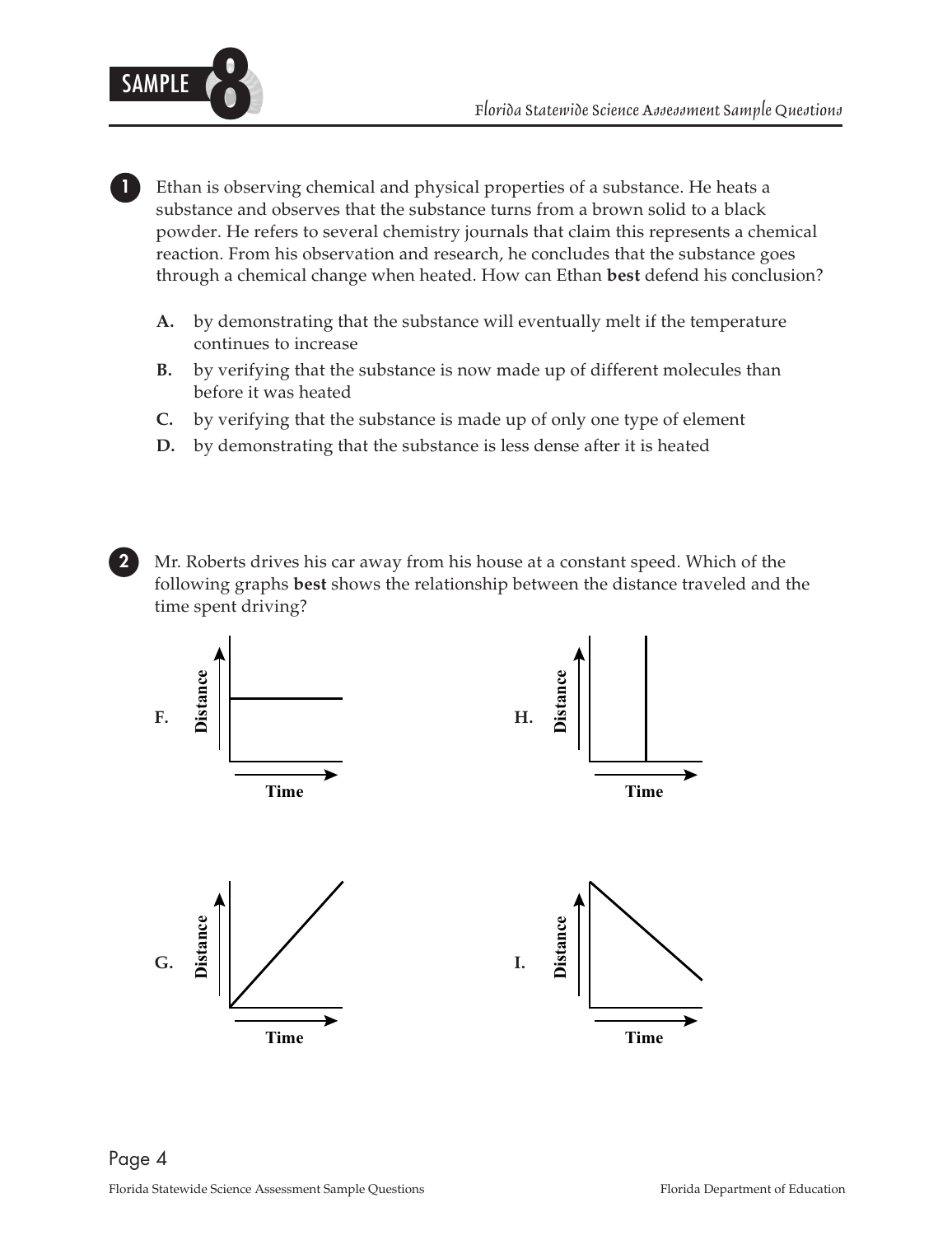**1** Ethan is observing chemical and physical properties of a substance. He heats a substance and observes that the substance turns from a brown solid to a black powder. He refers to several chemistry journals that claim this represents a chemical reaction. From his observation and research, he concludes that the substance goes through a chemical change when heated. How can Ethan **best** defend his conclusion?

- **A.** by demonstrating that the substance will eventually melt if the temperature continues to increase
- **B.** by verifying that the substance is now made up of different molecules than before it was heated
- **C.** by verifying that the substance is made up of only one type of element
- **D.** by demonstrating that the substance is less dense after it is heated

**2** Mr. Roberts drives his car away from his house at a constant speed. Which of the following graphs **best** shows the relationship between the distance traveled and the time spent driving?

**F.** Distance / Time

**H.** Distance / Time

**G.** Distance / Time

**I.** Distance / Time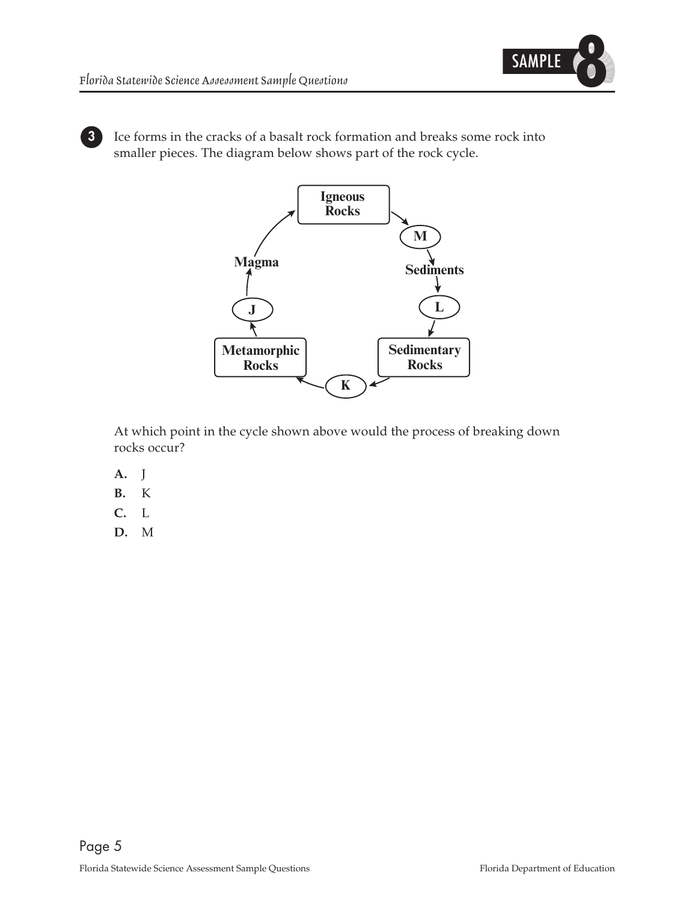**3** Ice forms in the cracks of a basalt rock formation and breaks some rock into smaller pieces. The diagram below shows part of the rock cycle.

Igneous Rocks → M → Sediments → L → Sedimentary Rocks → K → Metamorphic Rocks → J → Magma → Igneous Rocks

At which point in the cycle shown above would the process of breaking down rocks occur?

**A.** J

**B.** K

**C.** L

**D.** M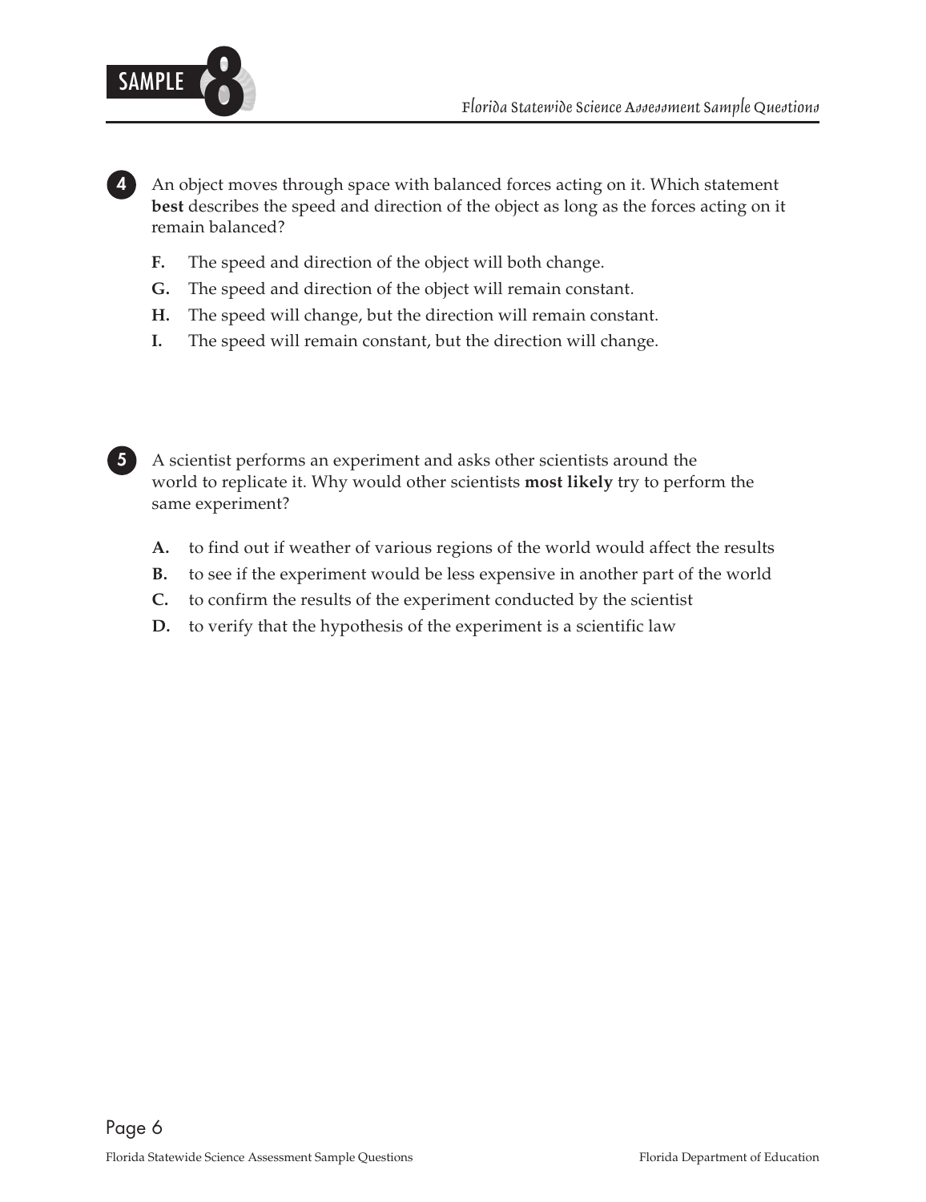**4** An object moves through space with balanced forces acting on it. Which statement **best** describes the speed and direction of the object as long as the forces acting on it remain balanced?

- **F.** The speed and direction of the object will both change.
- **G.** The speed and direction of the object will remain constant.
- **H.** The speed will change, but the direction will remain constant.
- **I.** The speed will remain constant, but the direction will change.

**5** A scientist performs an experiment and asks other scientists around the world to replicate it. Why would other scientists **most likely** try to perform the same experiment?

- **A.** to find out if weather of various regions of the world would affect the results
- **B.** to see if the experiment would be less expensive in another part of the world
- **C.** to confirm the results of the experiment conducted by the scientist
- **D.** to verify that the hypothesis of the experiment is a scientific law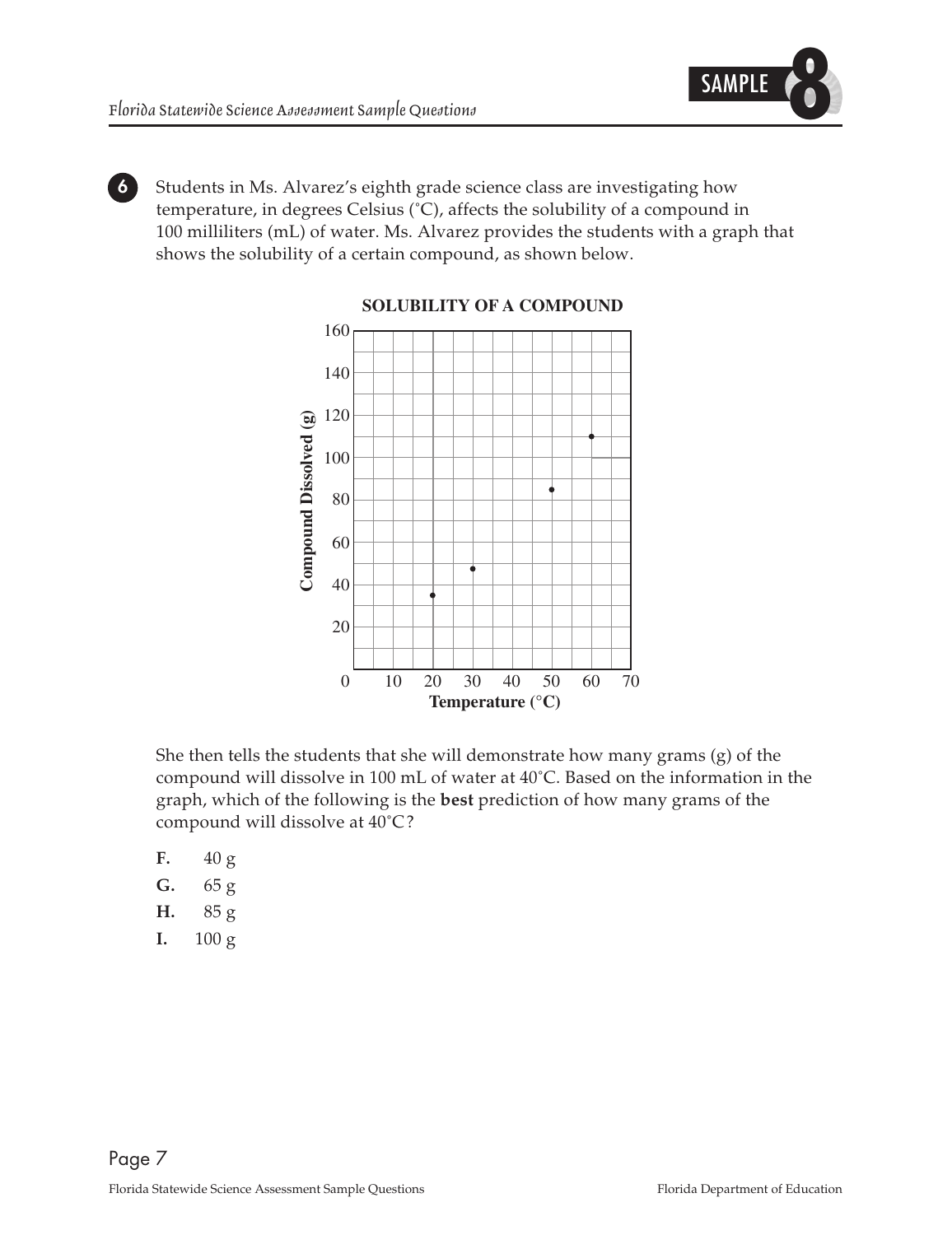**6** Students in Ms. Alvarez's eighth grade science class are investigating how temperature, in degrees Celsius (°C), affects the solubility of a compound in 100 milliliters (mL) of water. Ms. Alvarez provides the students with a graph that shows the solubility of a certain compound, as shown below.

**SOLUBILITY OF A COMPOUND**

She then tells the students that she will demonstrate how many grams (g) of the compound will dissolve in 100 mL of water at 40°C. Based on the information in the graph, which of the following is the **best** prediction of how many grams of the compound will dissolve at 40°C?

**F.** 40 g

**G.** 65 g

**H.** 85 g

**I.** 100 g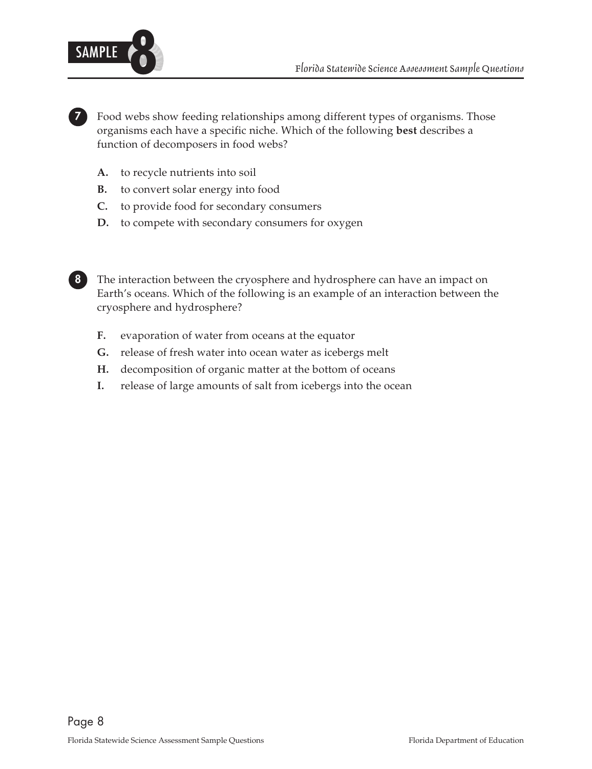**7** Food webs show feeding relationships among different types of organisms. Those organisms each have a specific niche. Which of the following **best** describes a function of decomposers in food webs?

- **A.** to recycle nutrients into soil
- **B.** to convert solar energy into food
- **C.** to provide food for secondary consumers
- **D.** to compete with secondary consumers for oxygen

**8** The interaction between the cryosphere and hydrosphere can have an impact on Earth's oceans. Which of the following is an example of an interaction between the cryosphere and hydrosphere?

- **F.** evaporation of water from oceans at the equator
- **G.** release of fresh water into ocean water as icebergs melt
- **H.** decomposition of organic matter at the bottom of oceans
- **I.** release of large amounts of salt from icebergs into the ocean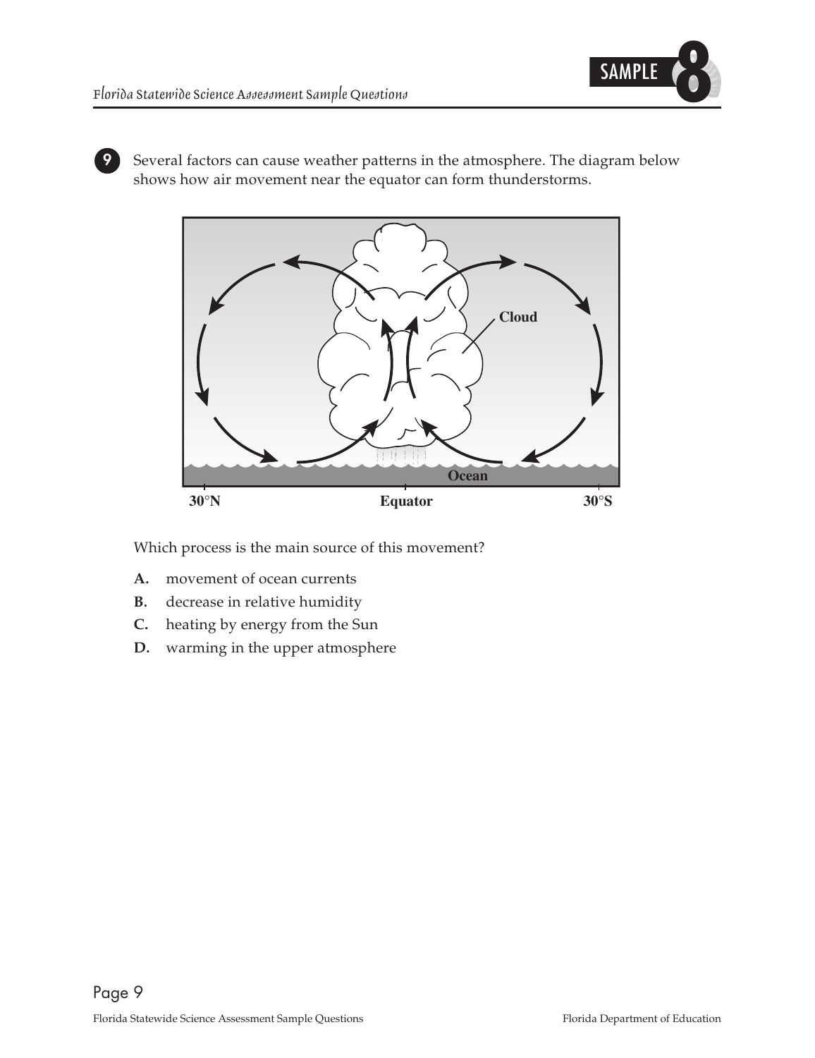**9** Several factors can cause weather patterns in the atmosphere. The diagram below shows how air movement near the equator can form thunderstorms.

Cloud

Ocean

30°N Equator 30°S

Which process is the main source of this movement?

**A.** movement of ocean currents

**B.** decrease in relative humidity

**C.** heating by energy from the Sun

**D.** warming in the upper atmosphere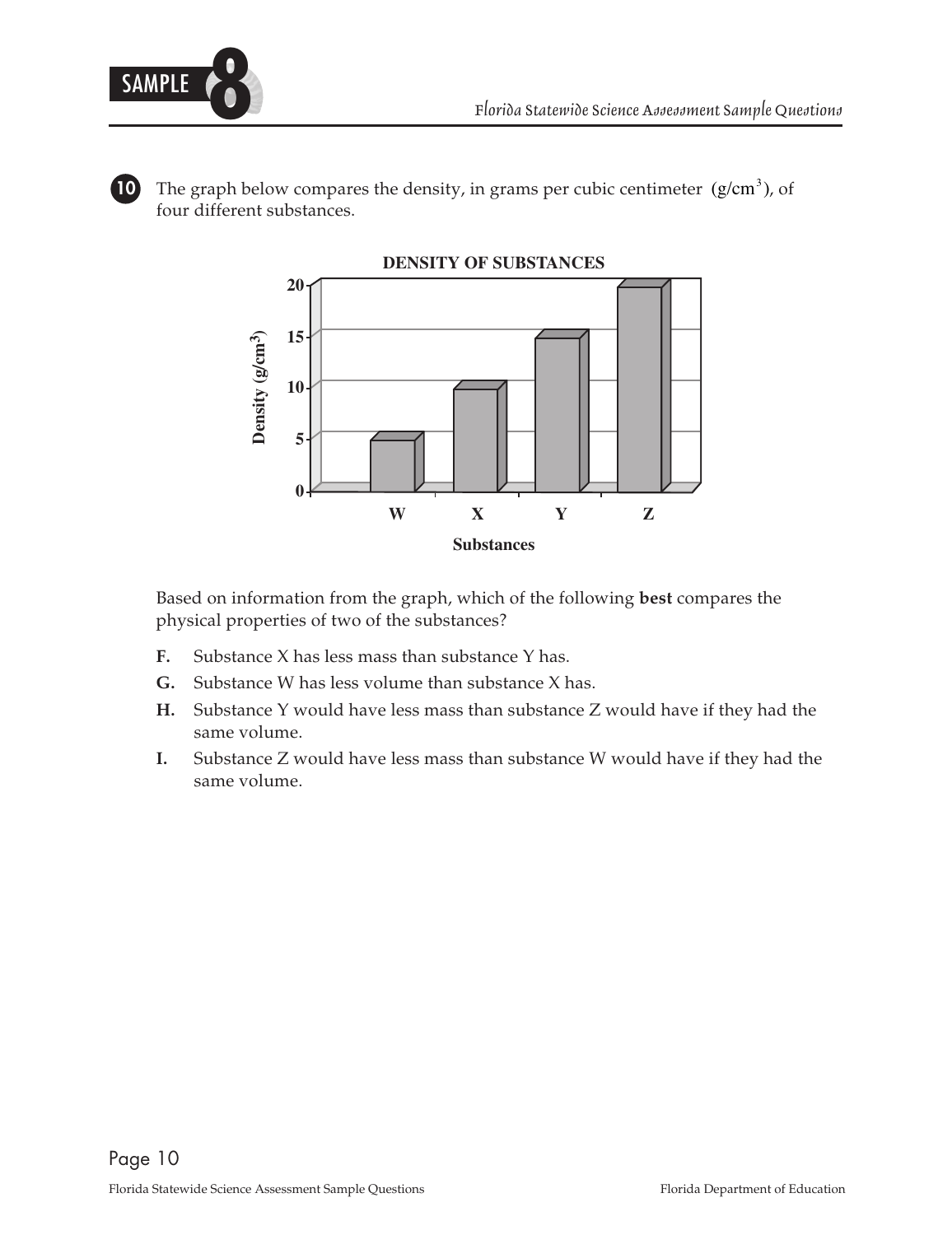**10** The graph below compares the density, in grams per cubic centimeter $(g/cm^3)$, of four different substances.

**DENSITY OF SUBSTANCES**

| Substances | Density $(g/cm^3)$ |
|---|---|
| W | 5 |
| X | 10 |
| Y | 15 |
| Z | 20 |

Based on information from the graph, which of the following **best** compares the physical properties of two of the substances?

- **F.** Substance X has less mass than substance Y has.
- **G.** Substance W has less volume than substance X has.
- **H.** Substance Y would have less mass than substance Z would have if they had the same volume.
- **I.** Substance Z would have less mass than substance W would have if they had the same volume.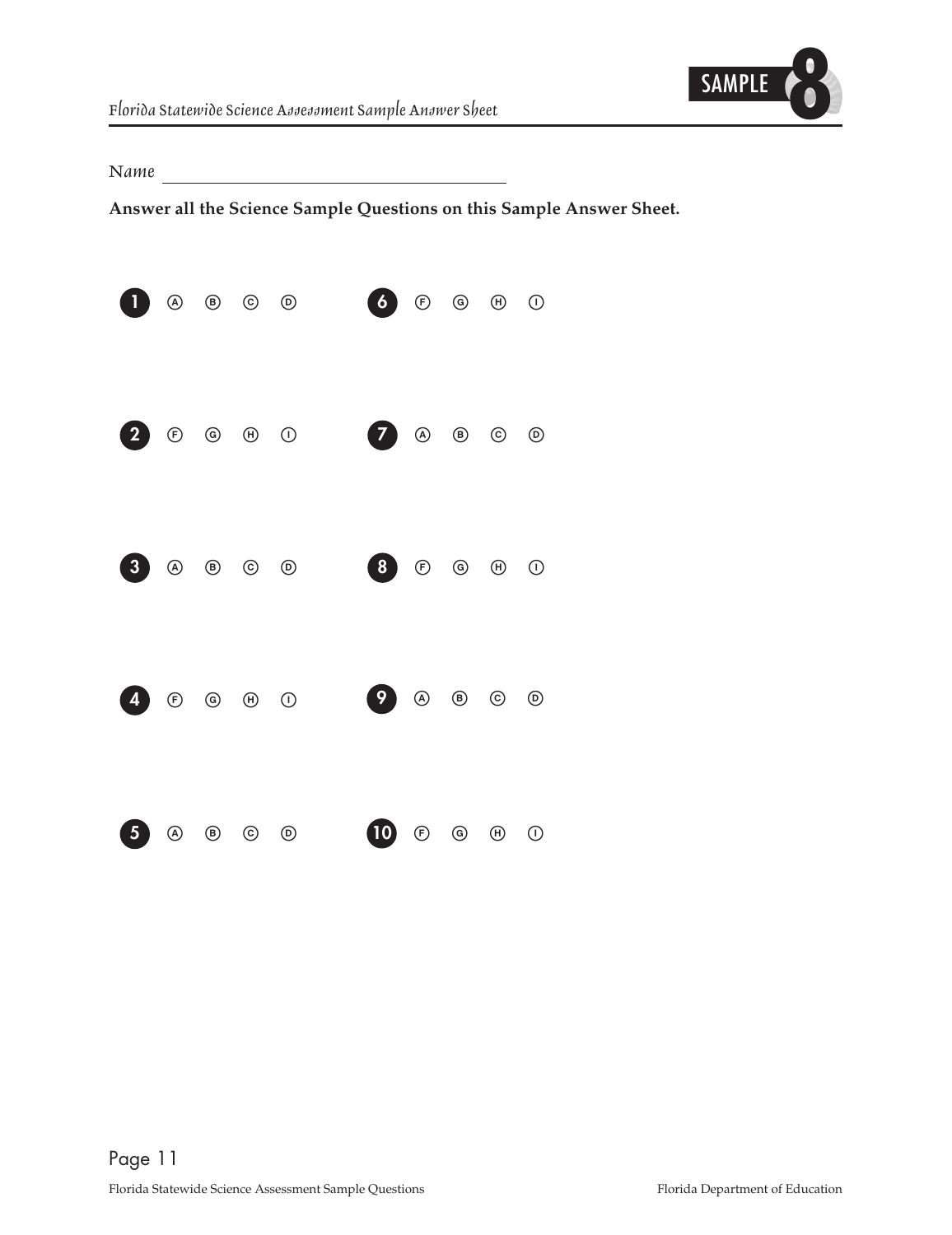# Florida Statewide Science Assessment Sample Answer Sheet

SAMPLE 8

Name ______________________________

**Answer all the Science Sample Questions on this Sample Answer Sheet.**

| | | | | | | | | | |
|---|---|---|---|---|---|---|---|---|---|
| **1** | Ⓐ | Ⓑ | Ⓒ | Ⓓ | **6** | Ⓕ | Ⓖ | Ⓗ | Ⓘ |
| **2** | Ⓕ | Ⓖ | Ⓗ | Ⓘ | **7** | Ⓐ | Ⓑ | Ⓒ | Ⓓ |
| **3** | Ⓐ | Ⓑ | Ⓒ | Ⓓ | **8** | Ⓕ | Ⓖ | Ⓗ | Ⓘ |
| **4** | Ⓕ | Ⓖ | Ⓗ | Ⓘ | **9** | Ⓐ | Ⓑ | Ⓒ | Ⓓ |
| **5** | Ⓐ | Ⓑ | Ⓒ | Ⓓ | **10** | Ⓕ | Ⓖ | Ⓗ | Ⓘ |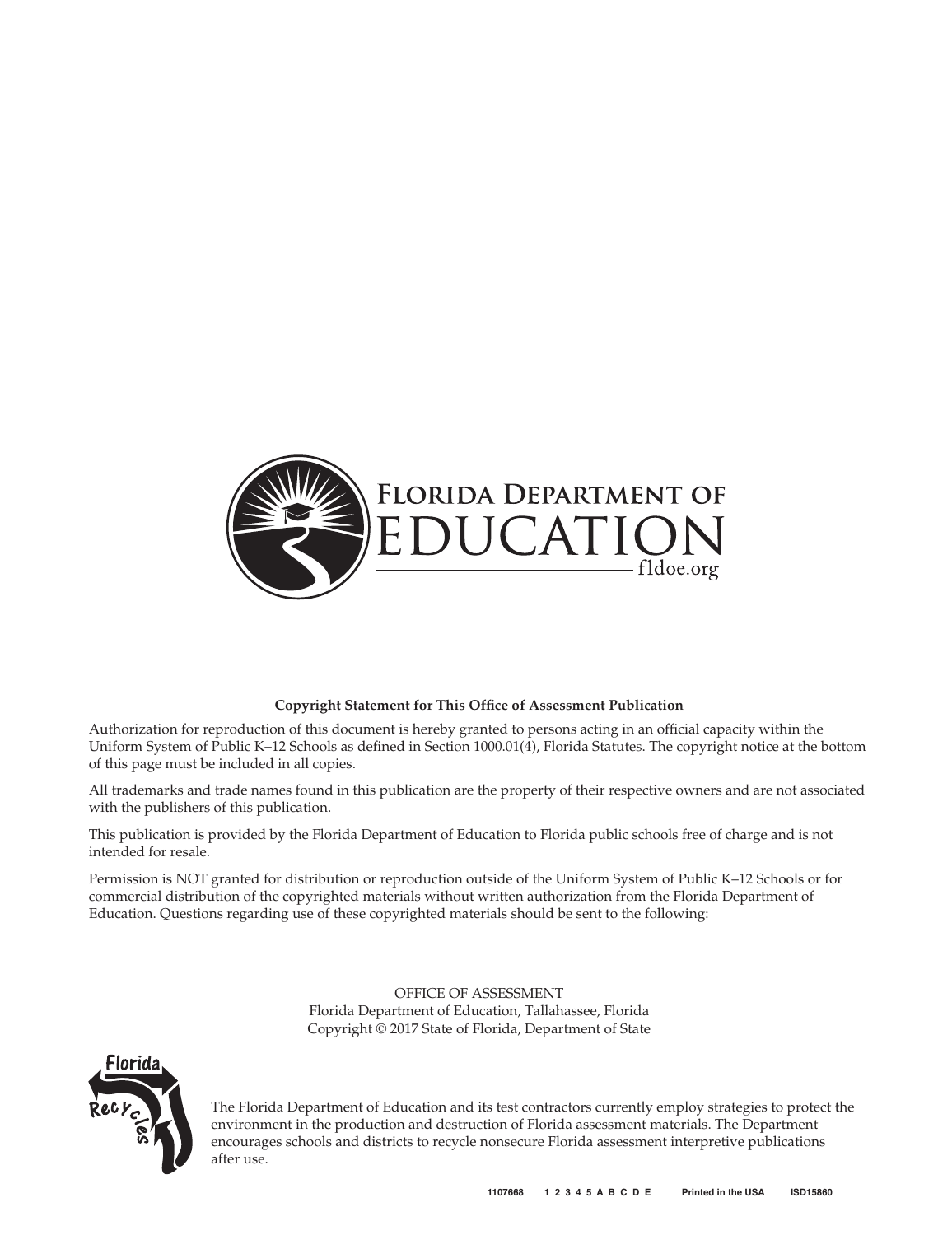FLORIDA DEPARTMENT OF EDUCATION

fldoe.org

**Copyright Statement for This Office of Assessment Publication**

Authorization for reproduction of this document is hereby granted to persons acting in an official capacity within the Uniform System of Public K–12 Schools as defined in Section 1000.01(4), Florida Statutes. The copyright notice at the bottom of this page must be included in all copies.

All trademarks and trade names found in this publication are the property of their respective owners and are not associated with the publishers of this publication.

This publication is provided by the Florida Department of Education to Florida public schools free of charge and is not intended for resale.

Permission is NOT granted for distribution or reproduction outside of the Uniform System of Public K–12 Schools or for commercial distribution of the copyrighted materials without written authorization from the Florida Department of Education. Questions regarding use of these copyrighted materials should be sent to the following:

OFFICE OF ASSESSMENT
Florida Department of Education, Tallahassee, Florida
Copyright © 2017 State of Florida, Department of State

Florida Recycles

The Florida Department of Education and its test contractors currently employ strategies to protect the environment in the production and destruction of Florida assessment materials. The Department encourages schools and districts to recycle nonsecure Florida assessment interpretive publications after use.

1107668 1 2 3 4 5 A B C D E Printed in the USA ISD15860